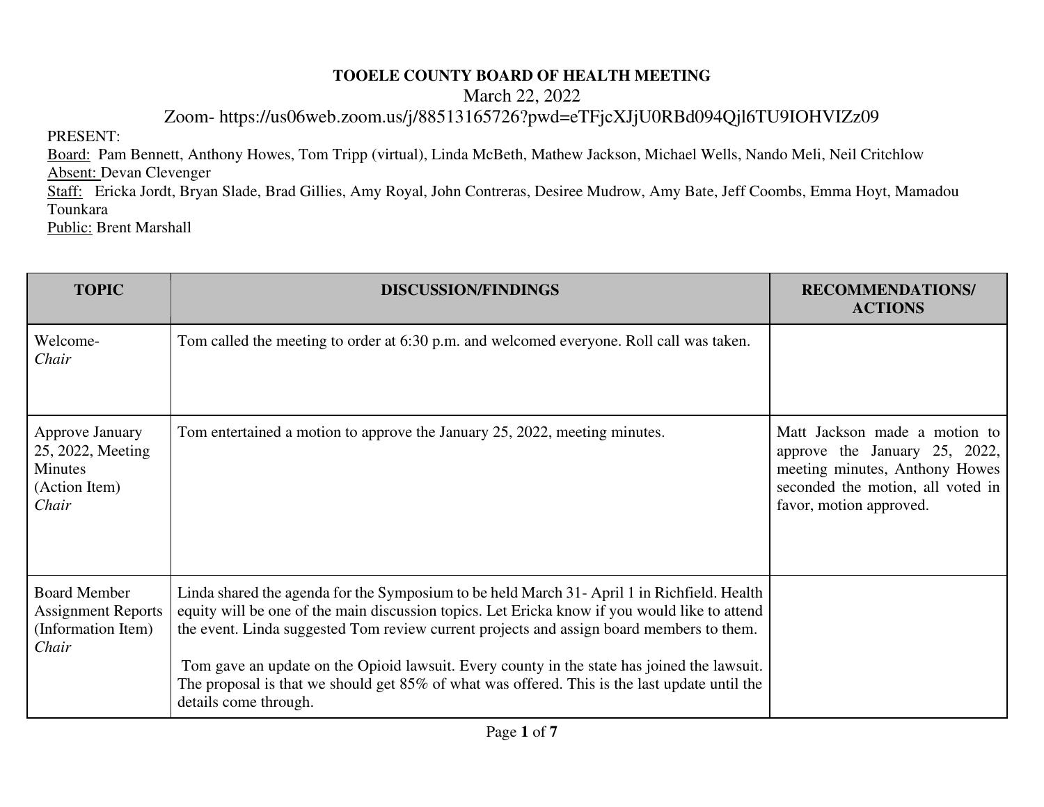**TOOELE COUNTY BOARD OF HEALTH MEETING**

March 22, 2022

Zoom- https://us06web.zoom.us/j/88513165726?pwd=eTFjcXJjU0RBd094Qjl6TU9IOHVIZz09

PRESENT:

Board: Pam Bennett, Anthony Howes, Tom Tripp (virtual), Linda McBeth, Mathew Jackson, Michael Wells, Nando Meli, Neil Critchlow

Absent: Devan Clevenger

Staff: Ericka Jordt, Bryan Slade, Brad Gillies, Amy Royal, John Contreras, Desiree Mudrow, Amy Bate, Jeff Coombs, Emma Hoyt, Mamadou Tounkara

Public: Brent Marshall

| TOPIC | DISCUSSION/FINDINGS | RECOMMENDATIONS/ ACTIONS |
|---|---|---|
| Welcome- *Chair* | Tom called the meeting to order at 6:30 p.m. and welcomed everyone. Roll call was taken. | |
| Approve January 25, 2022, Meeting Minutes (Action Item) *Chair* | Tom entertained a motion to approve the January 25, 2022, meeting minutes. | Matt Jackson made a motion to approve the January 25, 2022, meeting minutes, Anthony Howes seconded the motion, all voted in favor, motion approved. |
| Board Member Assignment Reports (Information Item) *Chair* | Linda shared the agenda for the Symposium to be held March 31- April 1 in Richfield. Health equity will be one of the main discussion topics. Let Ericka know if you would like to attend the event. Linda suggested Tom review current projects and assign board members to them.<br><br>Tom gave an update on the Opioid lawsuit. Every county in the state has joined the lawsuit. The proposal is that we should get 85% of what was offered. This is the last update until the details come through. | |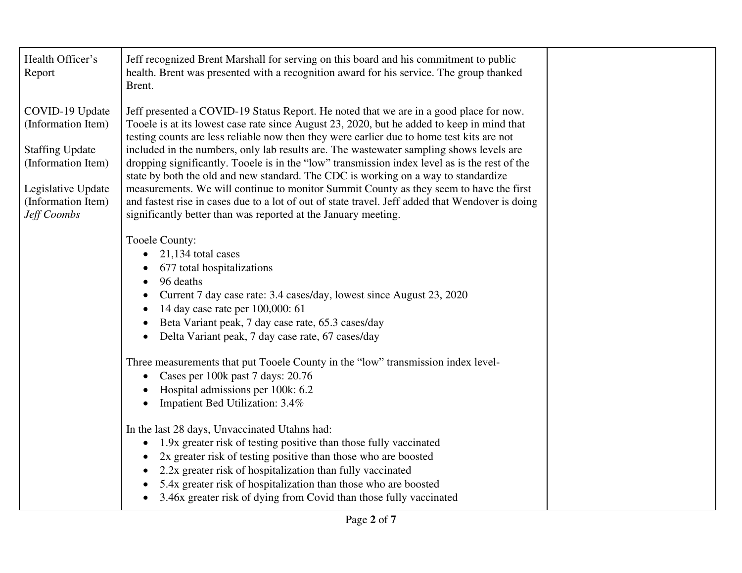| Health Officer's Report<br><br>COVID-19 Update (Information Item)<br><br>Staffing Update (Information Item)<br><br>Legislative Update (Information Item)<br>*Jeff Coombs* | Jeff recognized Brent Marshall for serving on this board and his commitment to public health. Brent was presented with a recognition award for his service. The group thanked Brent.<br><br>Jeff presented a COVID-19 Status Report. He noted that we are in a good place for now. Tooele is at its lowest case rate since August 23, 2020, but he added to keep in mind that testing counts are less reliable now then they were earlier due to home test kits are not included in the numbers, only lab results are. The wastewater sampling shows levels are dropping significantly. Tooele is in the "low" transmission index level as is the rest of the state by both the old and new standard. The CDC is working on a way to standardize measurements. We will continue to monitor Summit County as they seem to have the first and fastest rise in cases due to a lot of out of state travel. Jeff added that Wendover is doing significantly better than was reported at the January meeting.<br><br>Tooele County:<br>• 21,134 total cases<br>• 677 total hospitalizations<br>• 96 deaths<br>• Current 7 day case rate: 3.4 cases/day, lowest since August 23, 2020<br>• 14 day case rate per 100,000: 61<br>• Beta Variant peak, 7 day case rate, 65.3 cases/day<br>• Delta Variant peak, 7 day case rate, 67 cases/day<br><br>Three measurements that put Tooele County in the "low" transmission index level-<br>• Cases per 100k past 7 days: 20.76<br>• Hospital admissions per 100k: 6.2<br>• Impatient Bed Utilization: 3.4%<br><br>In the last 28 days, Unvaccinated Utahns had:<br>• 1.9x greater risk of testing positive than those fully vaccinated<br>• 2x greater risk of testing positive than those who are boosted<br>• 2.2x greater risk of hospitalization than fully vaccinated<br>• 5.4x greater risk of hospitalization than those who are boosted<br>• 3.46x greater risk of dying from Covid than those fully vaccinated | |
|---|---|---|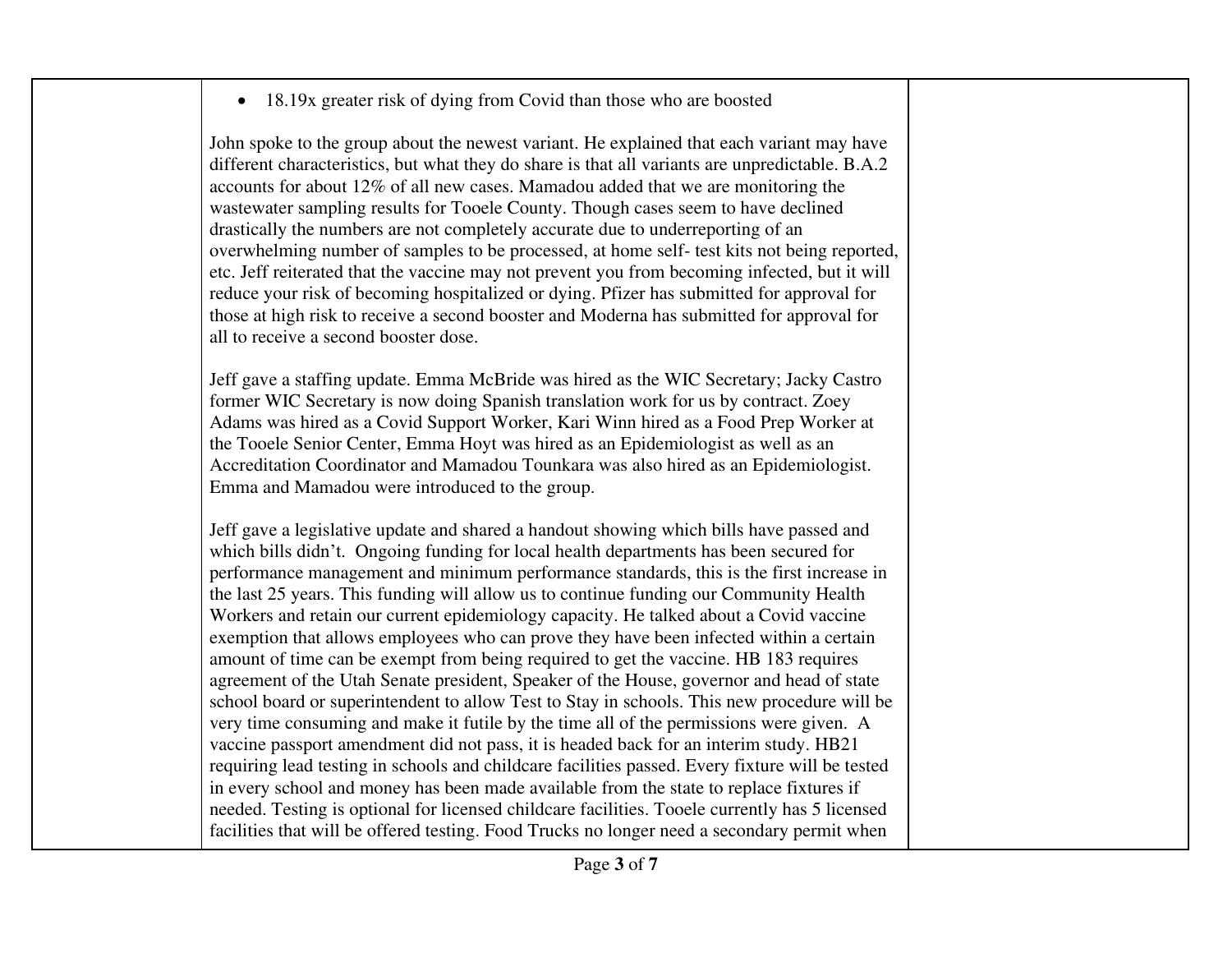- 18.19x greater risk of dying from Covid than those who are boosted

John spoke to the group about the newest variant. He explained that each variant may have different characteristics, but what they do share is that all variants are unpredictable. B.A.2 accounts for about 12% of all new cases. Mamadou added that we are monitoring the wastewater sampling results for Tooele County. Though cases seem to have declined drastically the numbers are not completely accurate due to underreporting of an overwhelming number of samples to be processed, at home self- test kits not being reported, etc. Jeff reiterated that the vaccine may not prevent you from becoming infected, but it will reduce your risk of becoming hospitalized or dying. Pfizer has submitted for approval for those at high risk to receive a second booster and Moderna has submitted for approval for all to receive a second booster dose.

Jeff gave a staffing update. Emma McBride was hired as the WIC Secretary; Jacky Castro former WIC Secretary is now doing Spanish translation work for us by contract. Zoey Adams was hired as a Covid Support Worker, Kari Winn hired as a Food Prep Worker at the Tooele Senior Center, Emma Hoyt was hired as an Epidemiologist as well as an Accreditation Coordinator and Mamadou Tounkara was also hired as an Epidemiologist. Emma and Mamadou were introduced to the group.

Jeff gave a legislative update and shared a handout showing which bills have passed and which bills didn't. Ongoing funding for local health departments has been secured for performance management and minimum performance standards, this is the first increase in the last 25 years. This funding will allow us to continue funding our Community Health Workers and retain our current epidemiology capacity. He talked about a Covid vaccine exemption that allows employees who can prove they have been infected within a certain amount of time can be exempt from being required to get the vaccine. HB 183 requires agreement of the Utah Senate president, Speaker of the House, governor and head of state school board or superintendent to allow Test to Stay in schools. This new procedure will be very time consuming and make it futile by the time all of the permissions were given. A vaccine passport amendment did not pass, it is headed back for an interim study. HB21 requiring lead testing in schools and childcare facilities passed. Every fixture will be tested in every school and money has been made available from the state to replace fixtures if needed. Testing is optional for licensed childcare facilities. Tooele currently has 5 licensed facilities that will be offered testing. Food Trucks no longer need a secondary permit when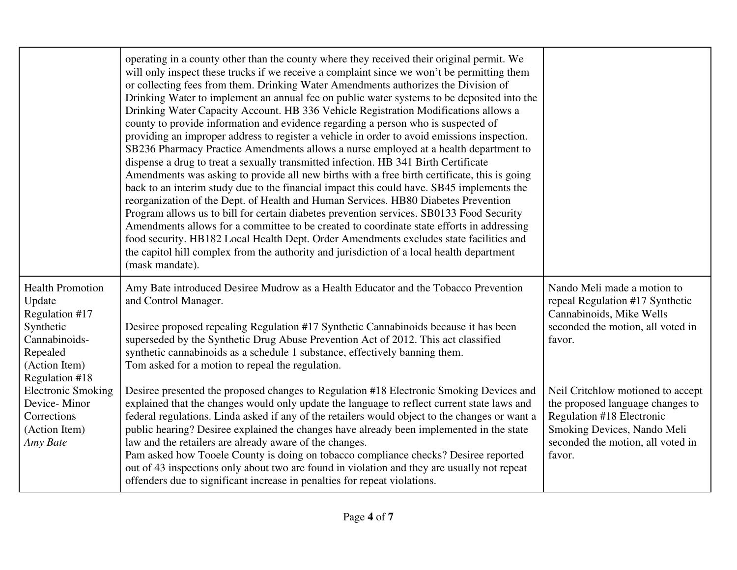| | | |
|---|---|---|
| | operating in a county other than the county where they received their original permit. We will only inspect these trucks if we receive a complaint since we won't be permitting them or collecting fees from them. Drinking Water Amendments authorizes the Division of Drinking Water to implement an annual fee on public water systems to be deposited into the Drinking Water Capacity Account. HB 336 Vehicle Registration Modifications allows a county to provide information and evidence regarding a person who is suspected of providing an improper address to register a vehicle in order to avoid emissions inspection. SB236 Pharmacy Practice Amendments allows a nurse employed at a health department to dispense a drug to treat a sexually transmitted infection. HB 341 Birth Certificate Amendments was asking to provide all new births with a free birth certificate, this is going back to an interim study due to the financial impact this could have. SB45 implements the reorganization of the Dept. of Health and Human Services. HB80 Diabetes Prevention Program allows us to bill for certain diabetes prevention services. SB0133 Food Security Amendments allows for a committee to be created to coordinate state efforts in addressing food security. HB182 Local Health Dept. Order Amendments excludes state facilities and the capitol hill complex from the authority and jurisdiction of a local health department (mask mandate). | |
| Health Promotion Update<br>Regulation #17 Synthetic Cannabinoids- Repealed<br>(Action Item)<br>Regulation #18 Electronic Smoking Device- Minor Corrections<br>(Action Item)<br>*Amy Bate* | Amy Bate introduced Desiree Mudrow as a Health Educator and the Tobacco Prevention and Control Manager.<br><br>Desiree proposed repealing Regulation #17 Synthetic Cannabinoids because it has been superseded by the Synthetic Drug Abuse Prevention Act of 2012. This act classified synthetic cannabinoids as a schedule 1 substance, effectively banning them.<br>Tom asked for a motion to repeal the regulation.<br><br>Desiree presented the proposed changes to Regulation #18 Electronic Smoking Devices and explained that the changes would only update the language to reflect current state laws and federal regulations. Linda asked if any of the retailers would object to the changes or want a public hearing? Desiree explained the changes have already been implemented in the state law and the retailers are already aware of the changes.<br>Pam asked how Tooele County is doing on tobacco compliance checks? Desiree reported out of 43 inspections only about two are found in violation and they are usually not repeat offenders due to significant increase in penalties for repeat violations. | Nando Meli made a motion to repeal Regulation #17 Synthetic Cannabinoids, Mike Wells seconded the motion, all voted in favor.<br><br><br>Neil Critchlow motioned to accept the proposed language changes to Regulation #18 Electronic Smoking Devices, Nando Meli seconded the motion, all voted in favor. |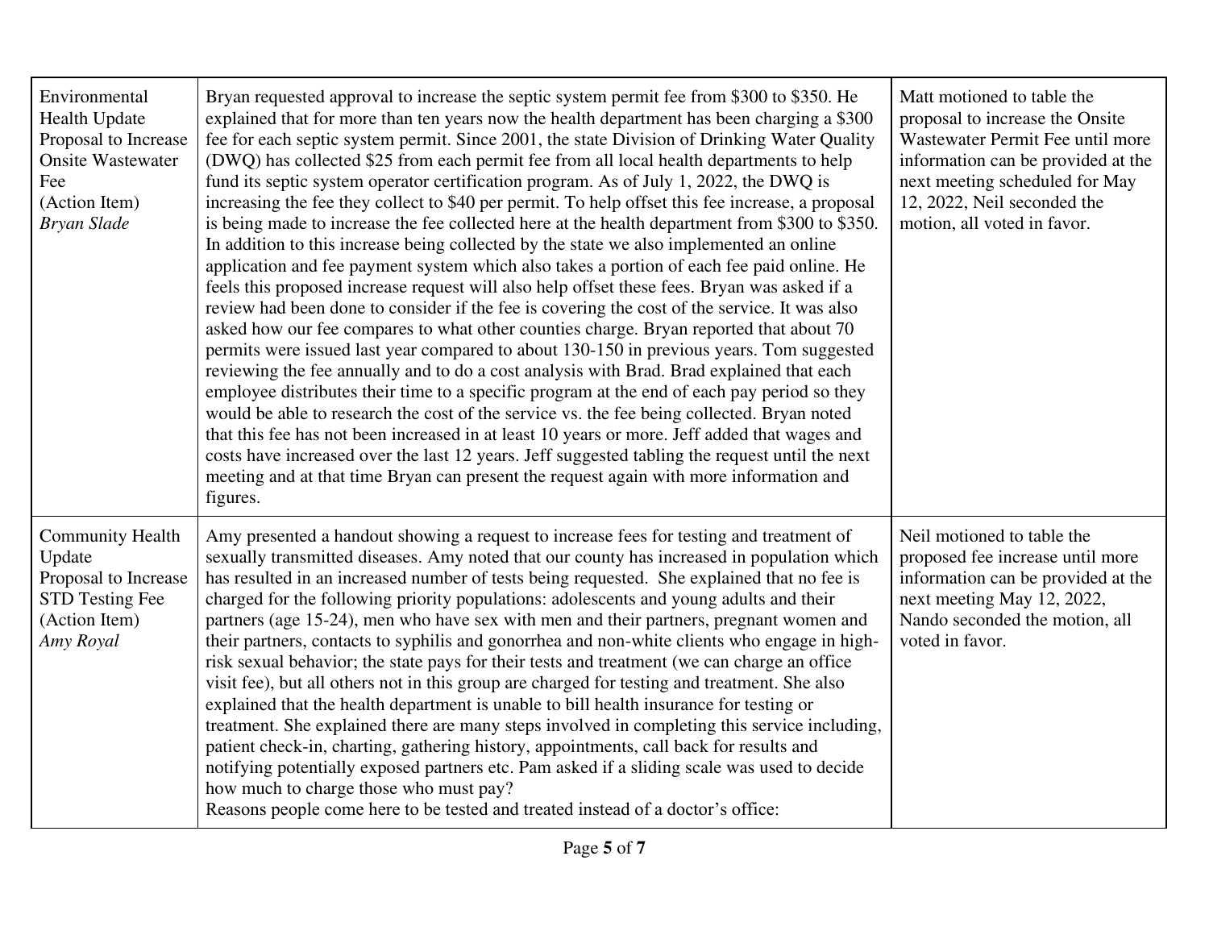| | | |
|---|---|---|
| Environmental Health Update<br>Proposal to Increase Onsite Wastewater Fee<br>(Action Item)<br>*Bryan Slade* | Bryan requested approval to increase the septic system permit fee from $300 to $350. He explained that for more than ten years now the health department has been charging a $300 fee for each septic system permit. Since 2001, the state Division of Drinking Water Quality (DWQ) has collected $25 from each permit fee from all local health departments to help fund its septic system operator certification program. As of July 1, 2022, the DWQ is increasing the fee they collect to $40 per permit. To help offset this fee increase, a proposal is being made to increase the fee collected here at the health department from $300 to $350. In addition to this increase being collected by the state we also implemented an online application and fee payment system which also takes a portion of each fee paid online. He feels this proposed increase request will also help offset these fees. Bryan was asked if a review had been done to consider if the fee is covering the cost of the service. It was also asked how our fee compares to what other counties charge. Bryan reported that about 70 permits were issued last year compared to about 130-150 in previous years. Tom suggested reviewing the fee annually and to do a cost analysis with Brad. Brad explained that each employee distributes their time to a specific program at the end of each pay period so they would be able to research the cost of the service vs. the fee being collected. Bryan noted that this fee has not been increased in at least 10 years or more. Jeff added that wages and costs have increased over the last 12 years. Jeff suggested tabling the request until the next meeting and at that time Bryan can present the request again with more information and figures. | Matt motioned to table the proposal to increase the Onsite Wastewater Permit Fee until more information can be provided at the next meeting scheduled for May 12, 2022, Neil seconded the motion, all voted in favor. |
| Community Health Update<br>Proposal to Increase STD Testing Fee<br>(Action Item)<br>*Amy Royal* | Amy presented a handout showing a request to increase fees for testing and treatment of sexually transmitted diseases. Amy noted that our county has increased in population which has resulted in an increased number of tests being requested. She explained that no fee is charged for the following priority populations: adolescents and young adults and their partners (age 15-24), men who have sex with men and their partners, pregnant women and their partners, contacts to syphilis and gonorrhea and non-white clients who engage in high-risk sexual behavior; the state pays for their tests and treatment (we can charge an office visit fee), but all others not in this group are charged for testing and treatment. She also explained that the health department is unable to bill health insurance for testing or treatment. She explained there are many steps involved in completing this service including, patient check-in, charting, gathering history, appointments, call back for results and notifying potentially exposed partners etc. Pam asked if a sliding scale was used to decide how much to charge those who must pay?<br>Reasons people come here to be tested and treated instead of a doctor's office: | Neil motioned to table the proposed fee increase until more information can be provided at the next meeting May 12, 2022, Nando seconded the motion, all voted in favor. |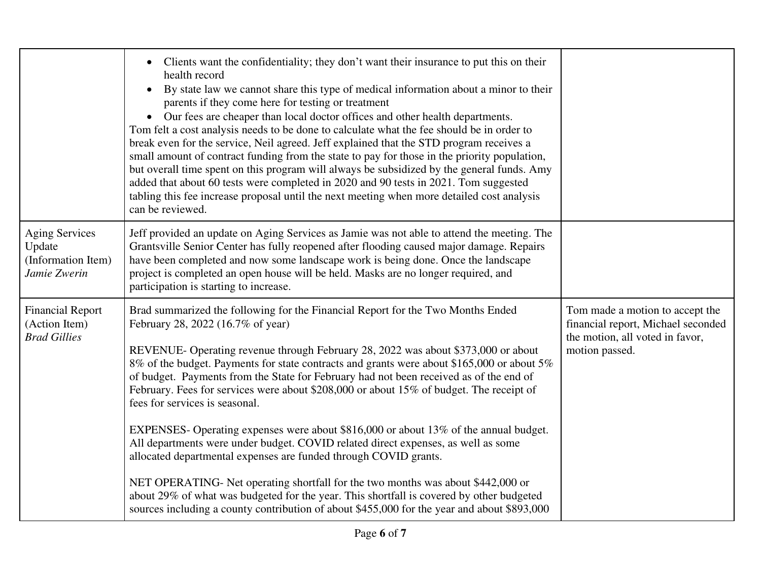| | | |
|---|---|---|
| | • Clients want the confidentiality; they don't want their insurance to put this on their health record<br>• By state law we cannot share this type of medical information about a minor to their parents if they come here for testing or treatment<br>• Our fees are cheaper than local doctor offices and other health departments.<br>Tom felt a cost analysis needs to be done to calculate what the fee should be in order to break even for the service, Neil agreed. Jeff explained that the STD program receives a small amount of contract funding from the state to pay for those in the priority population, but overall time spent on this program will always be subsidized by the general funds. Amy added that about 60 tests were completed in 2020 and 90 tests in 2021. Tom suggested tabling this fee increase proposal until the next meeting when more detailed cost analysis can be reviewed. | |
| Aging Services Update (Information Item) *Jamie Zwerin* | Jeff provided an update on Aging Services as Jamie was not able to attend the meeting. The Grantsville Senior Center has fully reopened after flooding caused major damage. Repairs have been completed and now some landscape work is being done. Once the landscape project is completed an open house will be held. Masks are no longer required, and participation is starting to increase. | |
| Financial Report (Action Item) *Brad Gillies* | Brad summarized the following for the Financial Report for the Two Months Ended February 28, 2022 (16.7% of year)<br><br>REVENUE- Operating revenue through February 28, 2022 was about $373,000 or about 8% of the budget. Payments for state contracts and grants were about $165,000 or about 5% of budget. Payments from the State for February had not been received as of the end of February. Fees for services were about $208,000 or about 15% of budget. The receipt of fees for services is seasonal.<br><br>EXPENSES- Operating expenses were about $816,000 or about 13% of the annual budget. All departments were under budget. COVID related direct expenses, as well as some allocated departmental expenses are funded through COVID grants.<br><br>NET OPERATING- Net operating shortfall for the two months was about $442,000 or about 29% of what was budgeted for the year. This shortfall is covered by other budgeted sources including a county contribution of about $455,000 for the year and about $893,000 | Tom made a motion to accept the financial report, Michael seconded the motion, all voted in favor, motion passed. |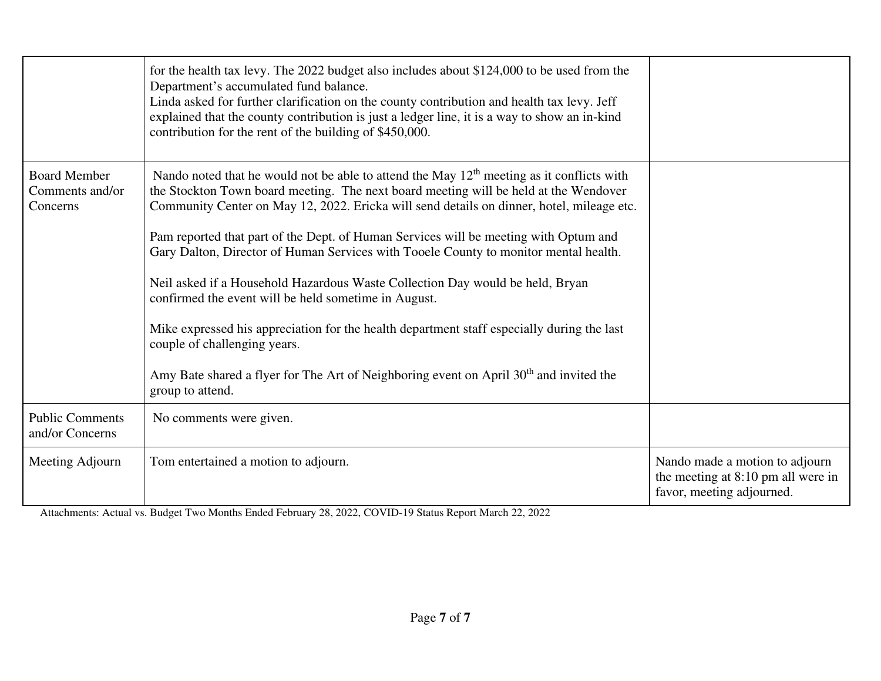| | | |
|---|---|---|
| | for the health tax levy. The 2022 budget also includes about $124,000 to be used from the Department's accumulated fund balance.<br>Linda asked for further clarification on the county contribution and health tax levy. Jeff explained that the county contribution is just a ledger line, it is a way to show an in-kind contribution for the rent of the building of $450,000. | |
| Board Member Comments and/or Concerns | Nando noted that he would not be able to attend the May 12th meeting as it conflicts with the Stockton Town board meeting. The next board meeting will be held at the Wendover Community Center on May 12, 2022. Ericka will send details on dinner, hotel, mileage etc.<br><br>Pam reported that part of the Dept. of Human Services will be meeting with Optum and Gary Dalton, Director of Human Services with Tooele County to monitor mental health.<br><br>Neil asked if a Household Hazardous Waste Collection Day would be held, Bryan confirmed the event will be held sometime in August.<br><br>Mike expressed his appreciation for the health department staff especially during the last couple of challenging years.<br><br>Amy Bate shared a flyer for The Art of Neighboring event on April 30th and invited the group to attend. | |
| Public Comments and/or Concerns | No comments were given. | |
| Meeting Adjourn | Tom entertained a motion to adjourn. | Nando made a motion to adjourn the meeting at 8:10 pm all were in favor, meeting adjourned. |

Attachments: Actual vs. Budget Two Months Ended February 28, 2022, COVID-19 Status Report March 22, 2022